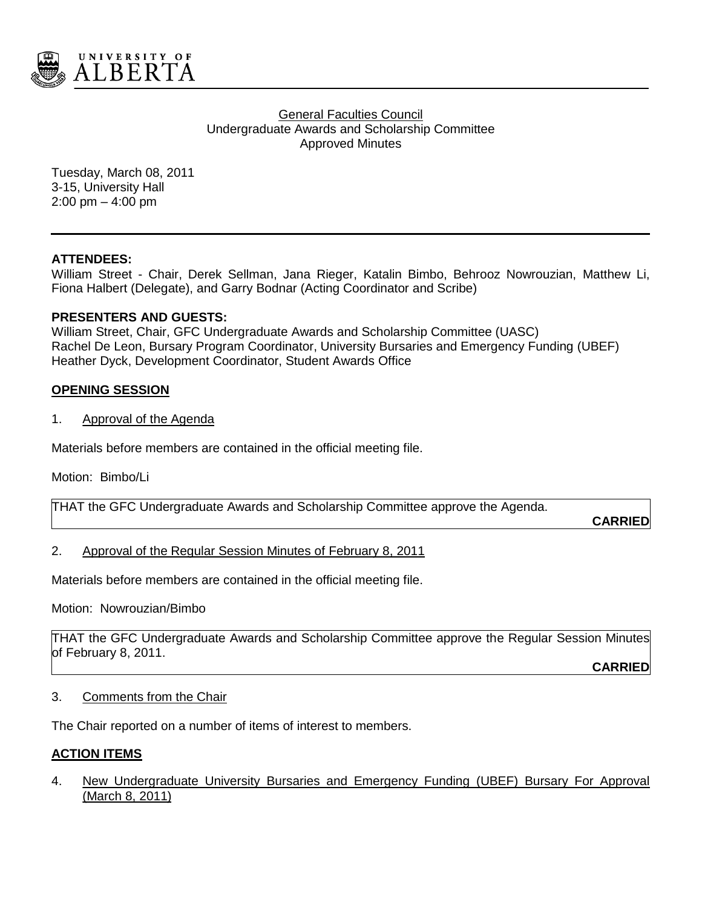General Faculties Council
Undergraduate Awards and Scholarship Committee
Approved Minutes

Tuesday, March 08, 2011
3-15, University Hall
2:00 pm – 4:00 pm

**ATTENDEES:**
William Street - Chair, Derek Sellman, Jana Rieger, Katalin Bimbo, Behrooz Nowrouzian, Matthew Li, Fiona Halbert (Delegate), and Garry Bodnar (Acting Coordinator and Scribe)

**PRESENTERS AND GUESTS:**
William Street, Chair, GFC Undergraduate Awards and Scholarship Committee (UASC)
Rachel De Leon, Bursary Program Coordinator, University Bursaries and Emergency Funding (UBEF)
Heather Dyck, Development Coordinator, Student Awards Office

## OPENING SESSION

1. Approval of the Agenda

Materials before members are contained in the official meeting file.

Motion: Bimbo/Li

THAT the GFC Undergraduate Awards and Scholarship Committee approve the Agenda.

**CARRIED**

2. Approval of the Regular Session Minutes of February 8, 2011

Materials before members are contained in the official meeting file.

Motion: Nowrouzian/Bimbo

THAT the GFC Undergraduate Awards and Scholarship Committee approve the Regular Session Minutes of February 8, 2011.

**CARRIED**

3. Comments from the Chair

The Chair reported on a number of items of interest to members.

## ACTION ITEMS

4. New Undergraduate University Bursaries and Emergency Funding (UBEF) Bursary For Approval (March 8, 2011)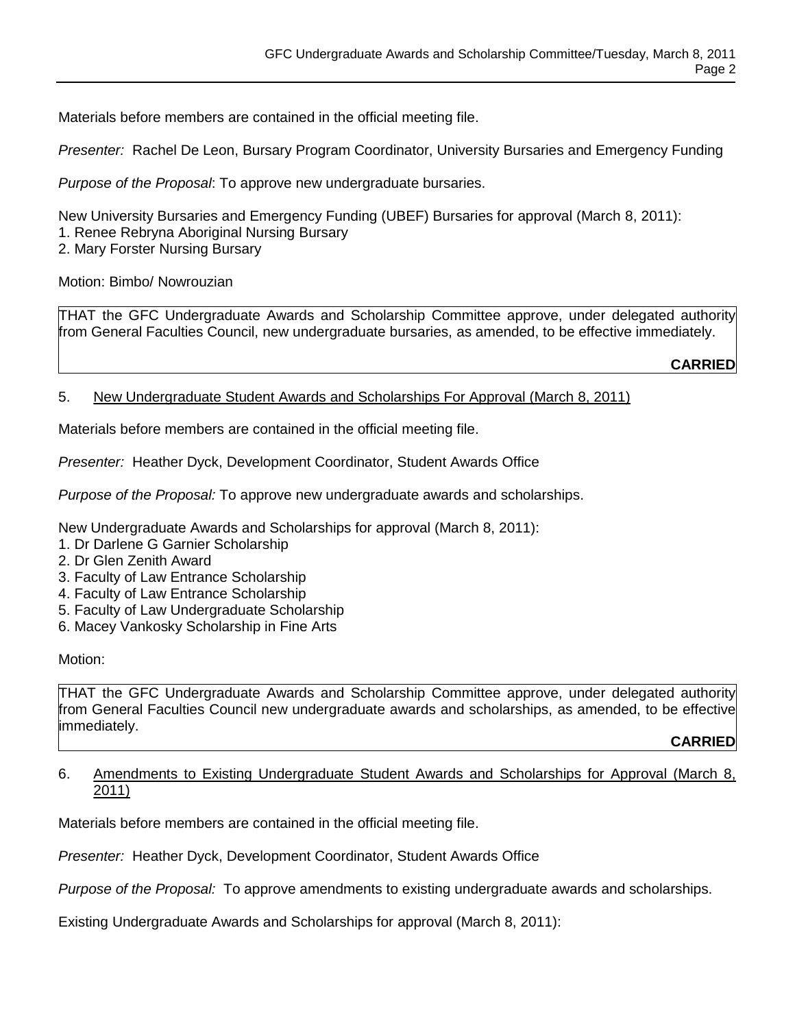Materials before members are contained in the official meeting file.

*Presenter:* Rachel De Leon, Bursary Program Coordinator, University Bursaries and Emergency Funding

*Purpose of the Proposal*: To approve new undergraduate bursaries.

New University Bursaries and Emergency Funding (UBEF) Bursaries for approval (March 8, 2011):
1. Renee Rebryna Aboriginal Nursing Bursary
2. Mary Forster Nursing Bursary

Motion: Bimbo/ Nowrouzian

THAT the GFC Undergraduate Awards and Scholarship Committee approve, under delegated authority from General Faculties Council, new undergraduate bursaries, as amended, to be effective immediately.

**CARRIED**

5. New Undergraduate Student Awards and Scholarships For Approval (March 8, 2011)

Materials before members are contained in the official meeting file.

*Presenter:* Heather Dyck, Development Coordinator, Student Awards Office

*Purpose of the Proposal:* To approve new undergraduate awards and scholarships.

New Undergraduate Awards and Scholarships for approval (March 8, 2011):
1. Dr Darlene G Garnier Scholarship
2. Dr Glen Zenith Award
3. Faculty of Law Entrance Scholarship
4. Faculty of Law Entrance Scholarship
5. Faculty of Law Undergraduate Scholarship
6. Macey Vankosky Scholarship in Fine Arts

Motion:

THAT the GFC Undergraduate Awards and Scholarship Committee approve, under delegated authority from General Faculties Council new undergraduate awards and scholarships, as amended, to be effective immediately.

**CARRIED**

6. Amendments to Existing Undergraduate Student Awards and Scholarships for Approval (March 8, 2011)

Materials before members are contained in the official meeting file.

*Presenter:* Heather Dyck, Development Coordinator, Student Awards Office

*Purpose of the Proposal:* To approve amendments to existing undergraduate awards and scholarships.

Existing Undergraduate Awards and Scholarships for approval (March 8, 2011):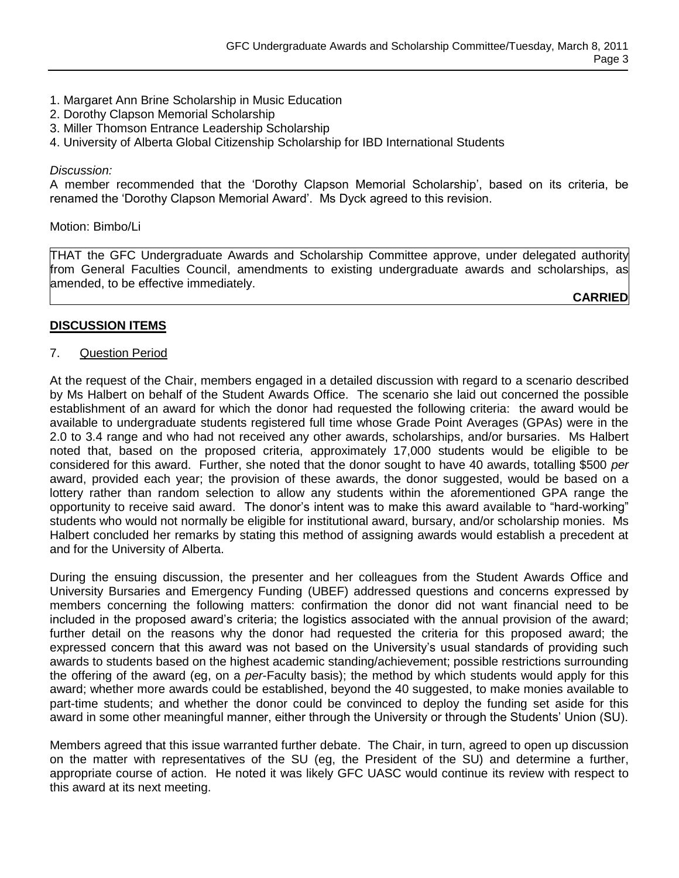1. Margaret Ann Brine Scholarship in Music Education
2. Dorothy Clapson Memorial Scholarship
3. Miller Thomson Entrance Leadership Scholarship
4. University of Alberta Global Citizenship Scholarship for IBD International Students

*Discussion:*
A member recommended that the 'Dorothy Clapson Memorial Scholarship', based on its criteria, be renamed the 'Dorothy Clapson Memorial Award'. Ms Dyck agreed to this revision.

Motion: Bimbo/Li

THAT the GFC Undergraduate Awards and Scholarship Committee approve, under delegated authority from General Faculties Council, amendments to existing undergraduate awards and scholarships, as amended, to be effective immediately.

**CARRIED**

## DISCUSSION ITEMS

7. Question Period

At the request of the Chair, members engaged in a detailed discussion with regard to a scenario described by Ms Halbert on behalf of the Student Awards Office. The scenario she laid out concerned the possible establishment of an award for which the donor had requested the following criteria: the award would be available to undergraduate students registered full time whose Grade Point Averages (GPAs) were in the 2.0 to 3.4 range and who had not received any other awards, scholarships, and/or bursaries. Ms Halbert noted that, based on the proposed criteria, approximately 17,000 students would be eligible to be considered for this award. Further, she noted that the donor sought to have 40 awards, totalling \$500 *per* award, provided each year; the provision of these awards, the donor suggested, would be based on a lottery rather than random selection to allow any students within the aforementioned GPA range the opportunity to receive said award. The donor's intent was to make this award available to "hard-working" students who would not normally be eligible for institutional award, bursary, and/or scholarship monies. Ms Halbert concluded her remarks by stating this method of assigning awards would establish a precedent at and for the University of Alberta.

During the ensuing discussion, the presenter and her colleagues from the Student Awards Office and University Bursaries and Emergency Funding (UBEF) addressed questions and concerns expressed by members concerning the following matters: confirmation the donor did not want financial need to be included in the proposed award's criteria; the logistics associated with the annual provision of the award; further detail on the reasons why the donor had requested the criteria for this proposed award; the expressed concern that this award was not based on the University's usual standards of providing such awards to students based on the highest academic standing/achievement; possible restrictions surrounding the offering of the award (eg, on a *per*-Faculty basis); the method by which students would apply for this award; whether more awards could be established, beyond the 40 suggested, to make monies available to part-time students; and whether the donor could be convinced to deploy the funding set aside for this award in some other meaningful manner, either through the University or through the Students' Union (SU).

Members agreed that this issue warranted further debate. The Chair, in turn, agreed to open up discussion on the matter with representatives of the SU (eg, the President of the SU) and determine a further, appropriate course of action. He noted it was likely GFC UASC would continue its review with respect to this award at its next meeting.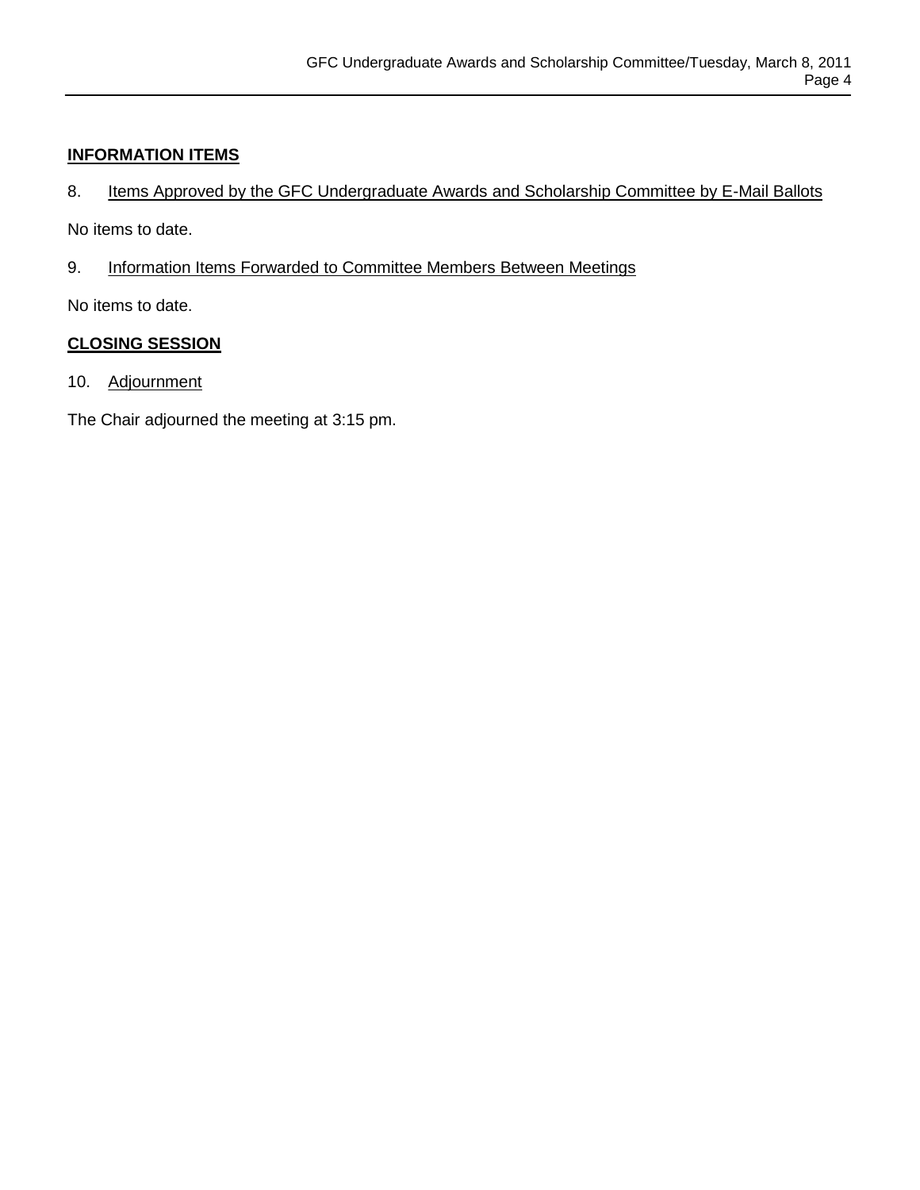## INFORMATION ITEMS

8. Items Approved by the GFC Undergraduate Awards and Scholarship Committee by E-Mail Ballots

No items to date.

9. Information Items Forwarded to Committee Members Between Meetings

No items to date.

## CLOSING SESSION

10. Adjournment

The Chair adjourned the meeting at 3:15 pm.